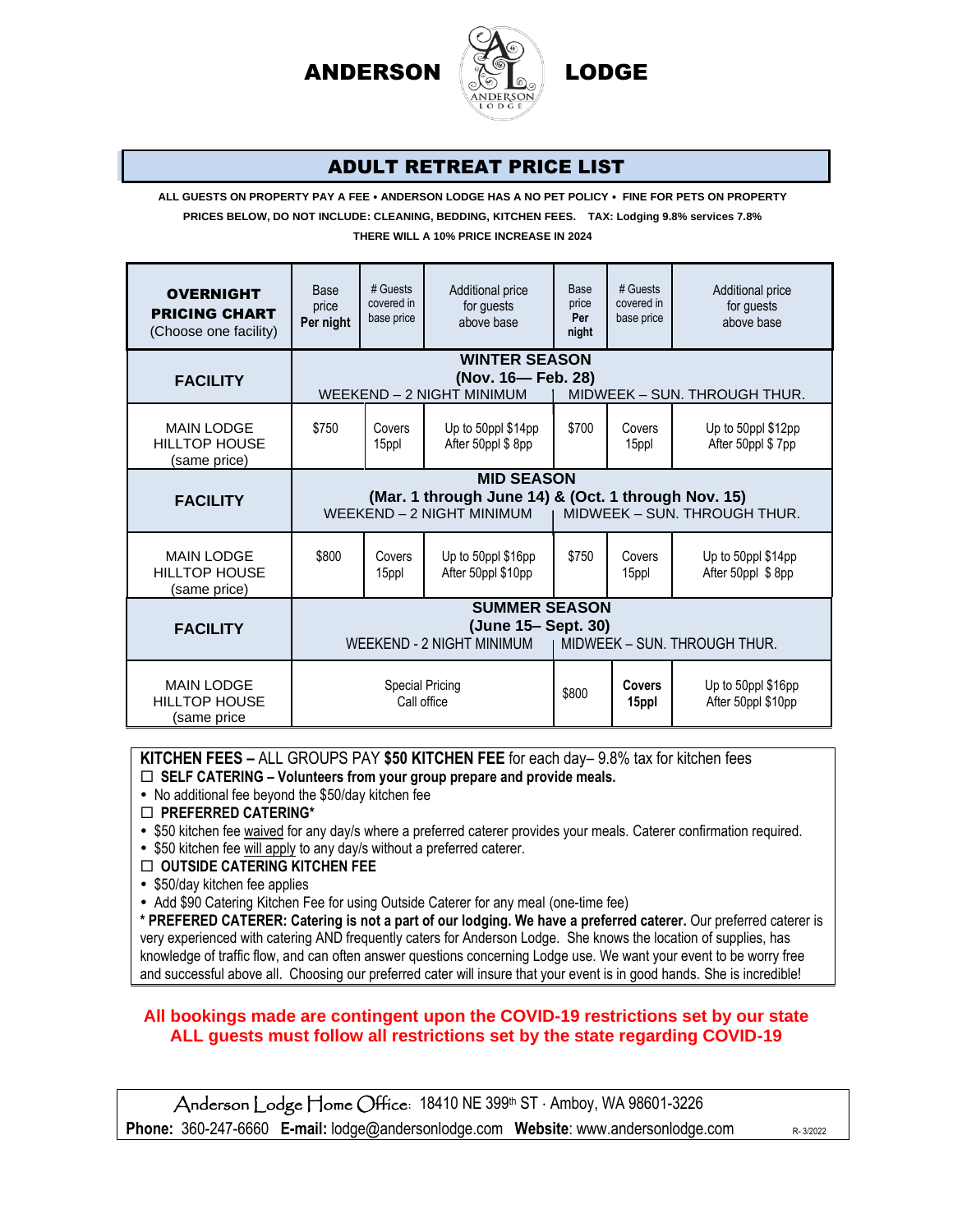# ANDERSON LODGE

## ADULT RETREAT PRICE LIST

**ALL GUESTS ON PROPERTY PAY A FEE • ANDERSON LODGE HAS A NO PET POLICY • FINE FOR PETS ON PROPERTY**

**PRICES BELOW, DO NOT INCLUDE: CLEANING, BEDDING, KITCHEN FEES. TAX: Lodging 9.8% services 7.8%**

**THERE WILL A 10% PRICE INCREASE IN 2024**

| **OVERNIGHT PRICING CHART** (Choose one facility) | Base price **Per night** | # Guests covered in base price | Additional price for guests above base | Base price **Per night** | # Guests covered in base price | Additional price for guests above base |
|---|---|---|---|---|---|---|
| **FACILITY** | **WINTER SEASON (Nov. 16— Feb. 28)** WEEKEND – 2 NIGHT MINIMUM | | | MIDWEEK – SUN. THROUGH THUR. | | |
| MAIN LODGE HILLTOP HOUSE (same price) | $750 | Covers 15ppl | Up to 50ppl $14pp After 50ppl $ 8pp | $700 | Covers 15ppl | Up to 50ppl $12pp After 50ppl $ 7pp |
| **FACILITY** | **MID SEASON (Mar. 1 through June 14) & (Oct. 1 through Nov. 15)** WEEKEND – 2 NIGHT MINIMUM | | | MIDWEEK – SUN. THROUGH THUR. | | |
| MAIN LODGE HILLTOP HOUSE (same price) | $800 | Covers 15ppl | Up to 50ppl $16pp After 50ppl $10pp | $750 | Covers 15ppl | Up to 50ppl $14pp After 50ppl $ 8pp |
| **FACILITY** | **SUMMER SEASON (June 15– Sept. 30)** WEEKEND - 2 NIGHT MINIMUM | | | MIDWEEK – SUN. THROUGH THUR. | | |
| MAIN LODGE HILLTOP HOUSE (same price | Special Pricing Call office | | | $800 | **Covers 15ppl** | Up to 50ppl $16pp After 50ppl $10pp |

**KITCHEN FEES –** ALL GROUPS PAY **$50 KITCHEN FEE** for each day– 9.8% tax for kitchen fees

☐ **SELF CATERING – Volunteers from your group prepare and provide meals.**
- No additional fee beyond the $50/day kitchen fee

☐ **PREFERRED CATERING***
- $50 kitchen fee waived for any day/s where a preferred caterer provides your meals. Caterer confirmation required.
- $50 kitchen fee will apply to any day/s without a preferred caterer.

☐ **OUTSIDE CATERING KITCHEN FEE**
- $50/day kitchen fee applies
- Add $90 Catering Kitchen Fee for using Outside Caterer for any meal (one-time fee)

**\* PREFERED CATERER: Catering is not a part of our lodging. We have a preferred caterer.** Our preferred caterer is very experienced with catering AND frequently caters for Anderson Lodge. She knows the location of supplies, has knowledge of traffic flow, and can often answer questions concerning Lodge use. We want your event to be worry free and successful above all. Choosing our preferred cater will insure that your event is in good hands. She is incredible!

**All bookings made are contingent upon the COVID-19 restrictions set by our state**
**ALL guests must follow all restrictions set by the state regarding COVID-19**

Anderson Lodge Home Office: 18410 NE 399th ST · Amboy, WA 98601-3226
**Phone:** 360-247-6660 **E-mail:** lodge@andersonlodge.com **Website**: www.andersonlodge.com R- 3/2022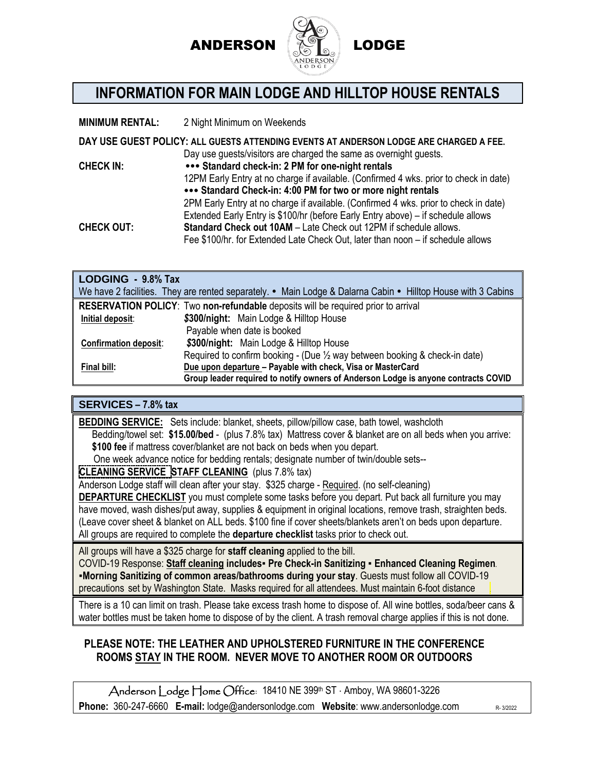# ANDERSON LODGE

## INFORMATION FOR MAIN LODGE AND HILLTOP HOUSE RENTALS

| | |
|---|---|
| **MINIMUM RENTAL:** | 2 Night Minimum on Weekends |

**DAY USE GUEST POLICY: ALL GUESTS ATTENDING EVENTS AT ANDERSON LODGE ARE CHARGED A FEE.**
Day use guests/visitors are charged the same as overnight guests.

| | |
|---|---|
| **CHECK IN:** | **••• Standard check-in: 2 PM for one-night rentals**<br>12PM Early Entry at no charge if available. (Confirmed 4 wks. prior to check in date)<br>**••• Standard Check-in: 4:00 PM for two or more night rentals**<br>2PM Early Entry at no charge if available. (Confirmed 4 wks. prior to check in date)<br>Extended Early Entry is $100/hr (before Early Entry above) – if schedule allows |
| **CHECK OUT:** | **Standard Check out 10AM** – Late Check out 12PM if schedule allows.<br>Fee $100/hr. for Extended Late Check Out, later than noon – if schedule allows |

### LODGING - 9.8% Tax

We have 2 facilities. They are rented separately. • Main Lodge & Dalarna Cabin • Hilltop House with 3 Cabins

**RESERVATION POLICY**: Two **non-refundable** deposits will be required prior to arrival

| | |
|---|---|
| **Initial deposit**: | ***$300/night:*** Main Lodge & Hilltop House<br>Payable when date is booked |
| **Confirmation deposit**: | ***$300/night:*** Main Lodge & Hilltop House<br>Required to confirm booking - (Due ½ way between booking & check-in date) |
| **Final bill:** | **Due upon departure – Payable with check, Visa or MasterCard**<br>**Group leader required to notify owners of Anderson Lodge is anyone contracts COVID** |

### SERVICES – 7.8% tax

**BEDDING SERVICE:** Sets include: blanket, sheets, pillow/pillow case, bath towel, washcloth
Bedding/towel set: **$15.00/bed** - (plus 7.8% tax) Mattress cover & blanket are on all beds when you arrive: **$100 fee** if mattress cover/blanket are not back on beds when you depart.
One week advance notice for bedding rentals; designate number of twin/double sets--

**CLEANING SERVICE STAFF CLEANING** (plus 7.8% tax)
Anderson Lodge staff will clean after your stay. $325 charge - Required. (no self-cleaning)

**DEPARTURE CHECKLIST** you must complete some tasks before you depart. Put back all furniture you may have moved, wash dishes/put away, supplies & equipment in original locations, remove trash, straighten beds. (Leave cover sheet & blanket on ALL beds. $100 fine if cover sheets/blankets aren't on beds upon departure. All groups are required to complete the **departure checklist** tasks prior to check out.

All groups will have a $325 charge for **staff cleaning** applied to the bill.
COVID-19 Response: **Staff cleaning includes▪ Pre Check-in Sanitizing ▪ Enhanced Cleaning Regimen**. **▪Morning Sanitizing of common areas/bathrooms during your stay**. Guests must follow all COVID-19 precautions set by Washington State. Masks required for all attendees. Must maintain 6-foot distance

There is a 10 can limit on trash. Please take excess trash home to dispose of. All wine bottles, soda/beer cans & water bottles must be taken home to dispose of by the client. A trash removal charge applies if this is not done.

**PLEASE NOTE: THE LEATHER AND UPHOLSTERED FURNITURE IN THE CONFERENCE ROOMS STAY IN THE ROOM. NEVER MOVE TO ANOTHER ROOM OR OUTDOORS**

Anderson Lodge Home Office: 18410 NE 399th ST · Amboy, WA 98601-3226
**Phone:** 360-247-6660 **E-mail:** lodge@andersonlodge.com **Website**: www.andersonlodge.com R- 3/2022